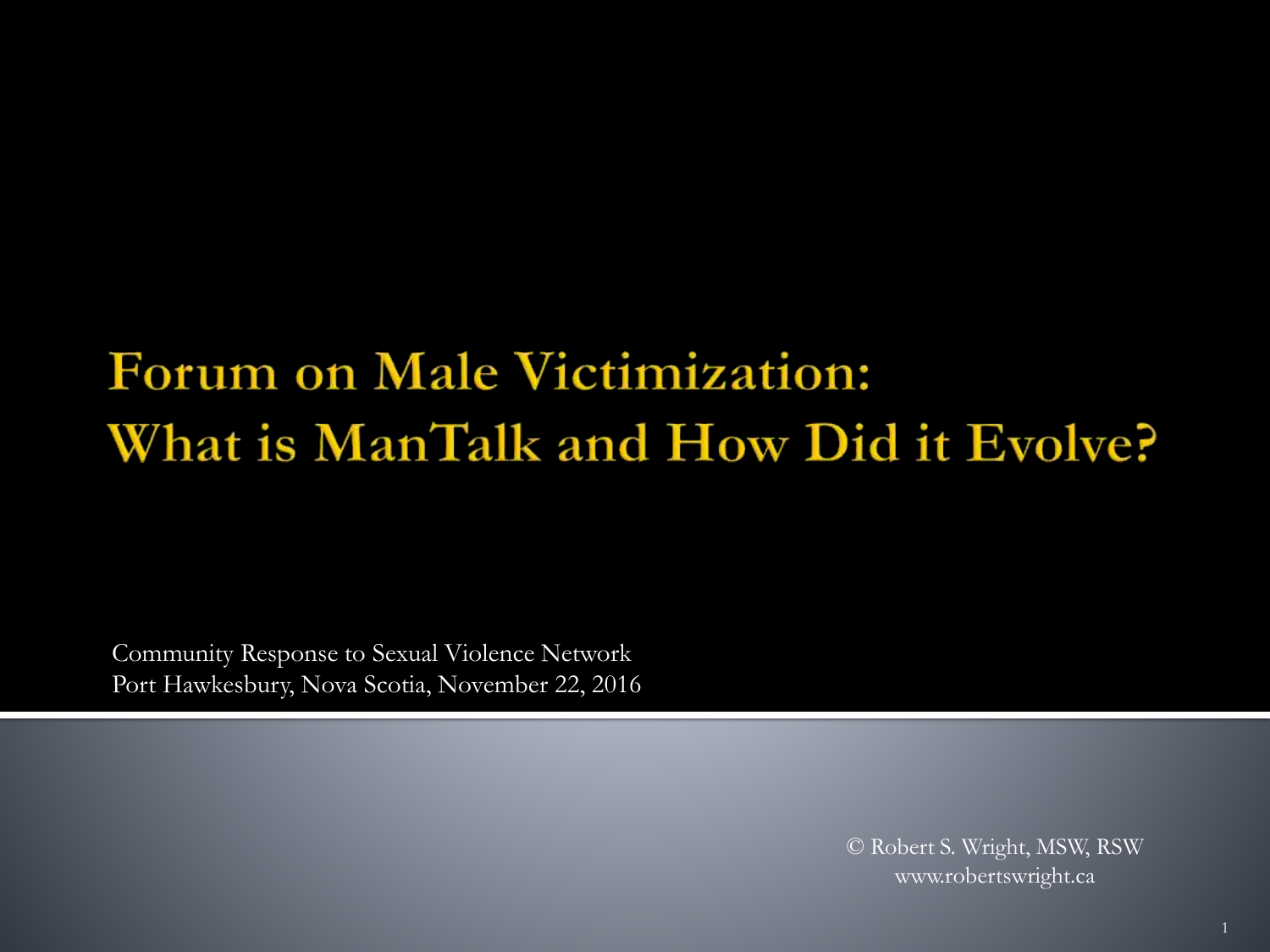# Forum on Male Victimization: What is ManTalk and How Did it Evolve?

Community Response to Sexual Violence Network
Port Hawkesbury, Nova Scotia, November 22, 2016

© Robert S. Wright, MSW, RSW
www.robertswright.ca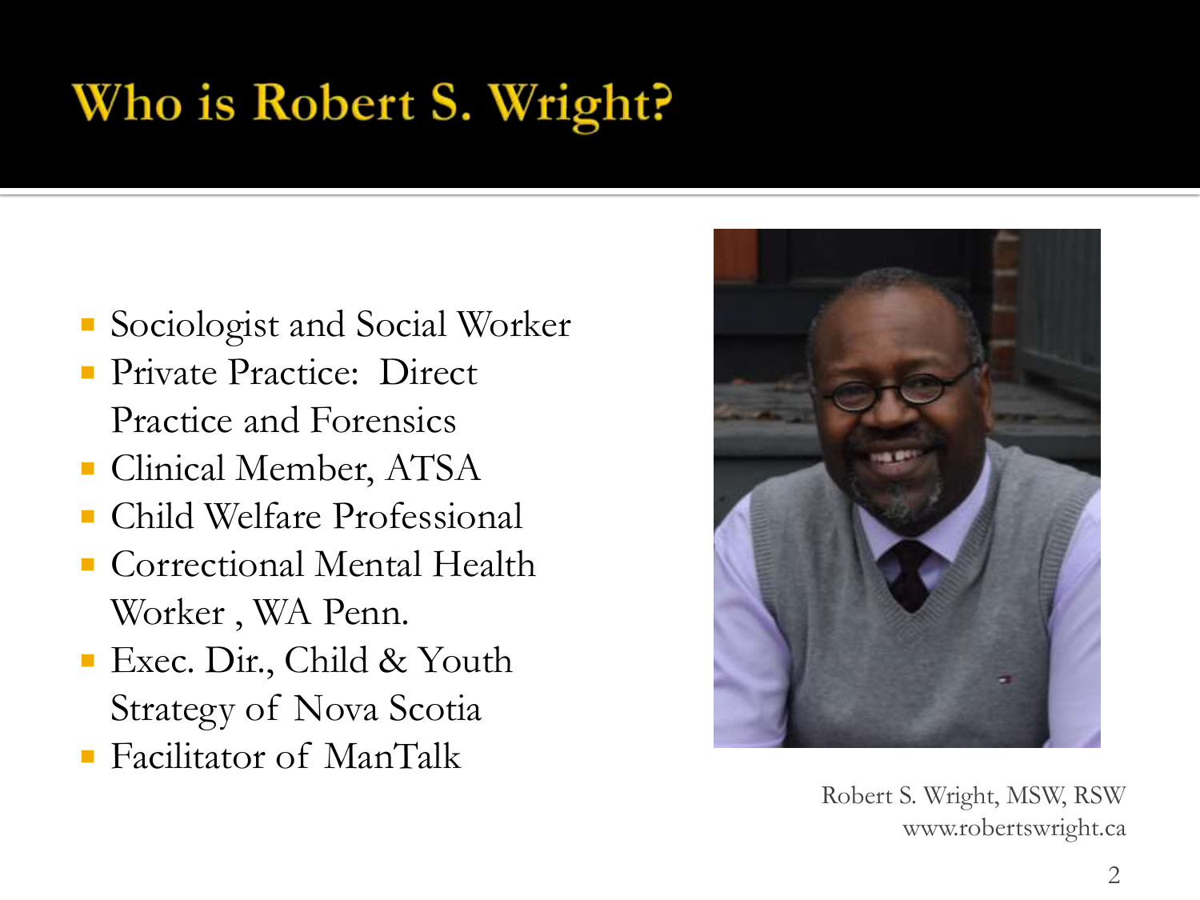# Who is Robert S. Wright?

- Sociologist and Social Worker
- Private Practice: Direct Practice and Forensics
- Clinical Member, ATSA
- Child Welfare Professional
- Correctional Mental Health Worker , WA Penn.
- Exec. Dir., Child & Youth Strategy of Nova Scotia
- Facilitator of ManTalk

Robert S. Wright, MSW, RSW
www.robertswright.ca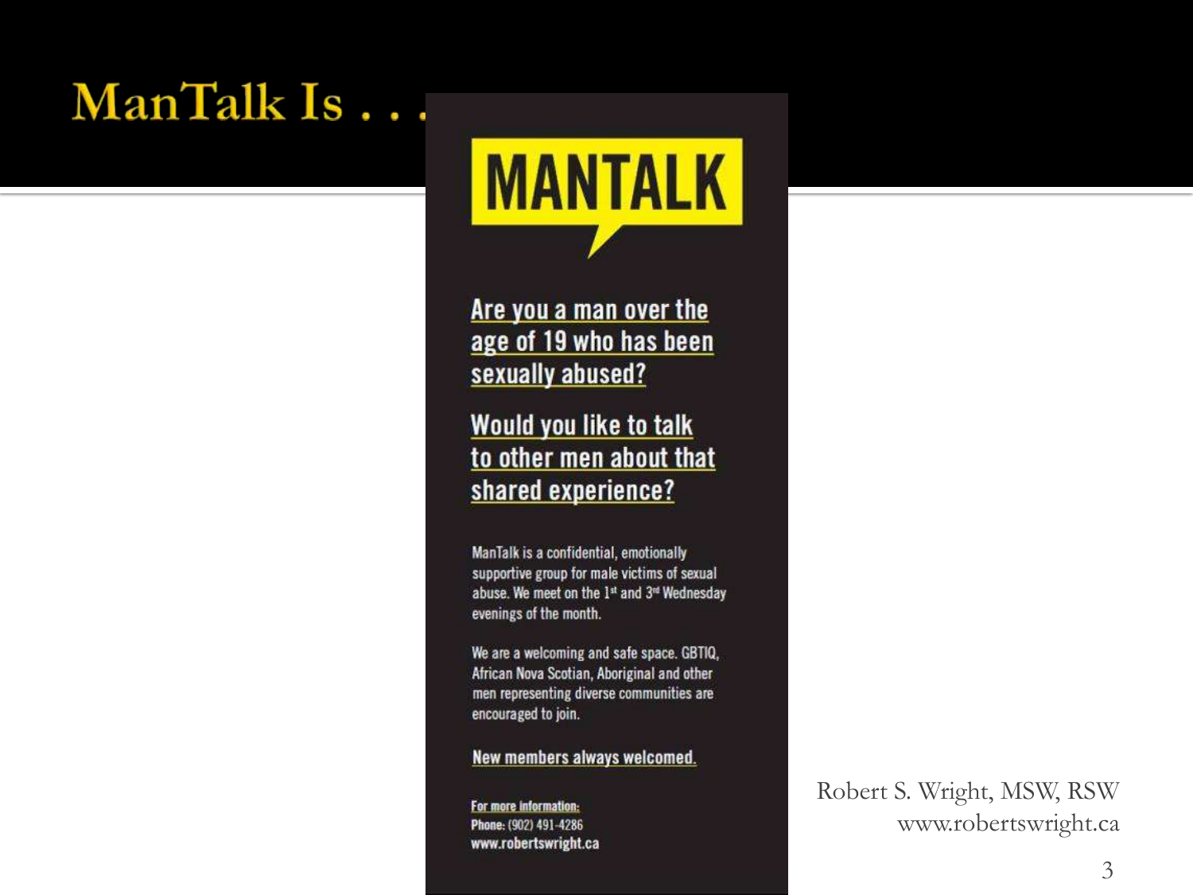# ManTalk Is . . .

## MANTALK

**Are you a man over the age of 19 who has been sexually abused?**

**Would you like to talk to other men about that shared experience?**

ManTalk is a confidential, emotionally supportive group for male victims of sexual abuse. We meet on the 1st and 3rd Wednesday evenings of the month.

We are a welcoming and safe space. GBTIQ, African Nova Scotian, Aboriginal and other men representing diverse communities are encouraged to join.

**New members always welcomed.**

**For more information:**
**Phone:** (902) 491-4286
**www.robertswright.ca**

Robert S. Wright, MSW, RSW
www.robertswright.ca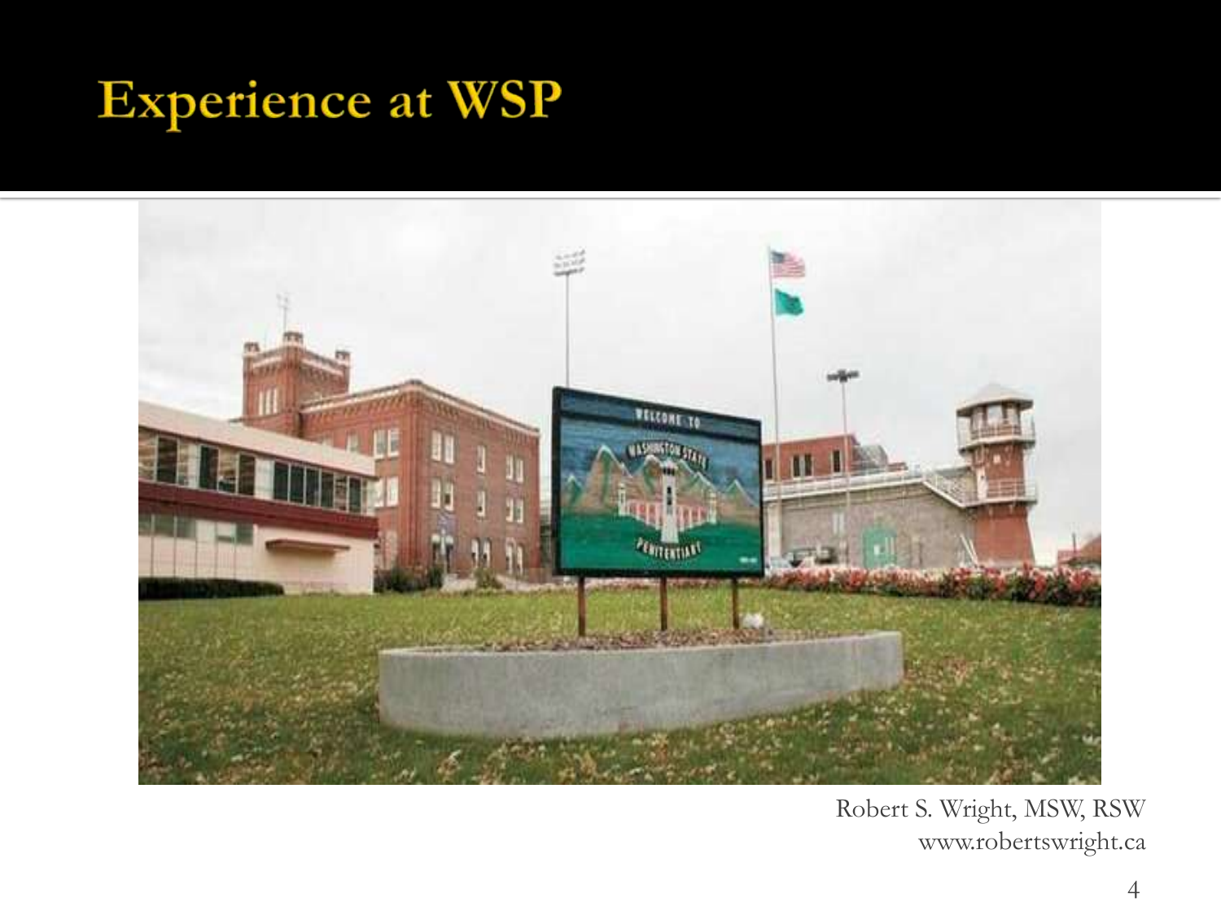# Experience at WSP

Robert S. Wright, MSW, RSW
www.robertswright.ca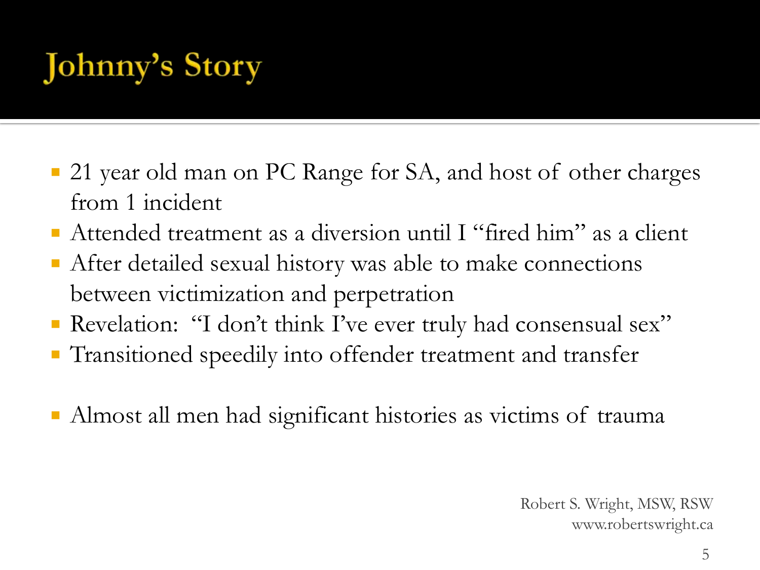# Johnny's Story

- 21 year old man on PC Range for SA, and host of other charges from 1 incident
- Attended treatment as a diversion until I "fired him" as a client
- After detailed sexual history was able to make connections between victimization and perpetration
- Revelation: "I don't think I've ever truly had consensual sex"
- Transitioned speedily into offender treatment and transfer

- Almost all men had significant histories as victims of trauma

Robert S. Wright, MSW, RSW
www.robertswright.ca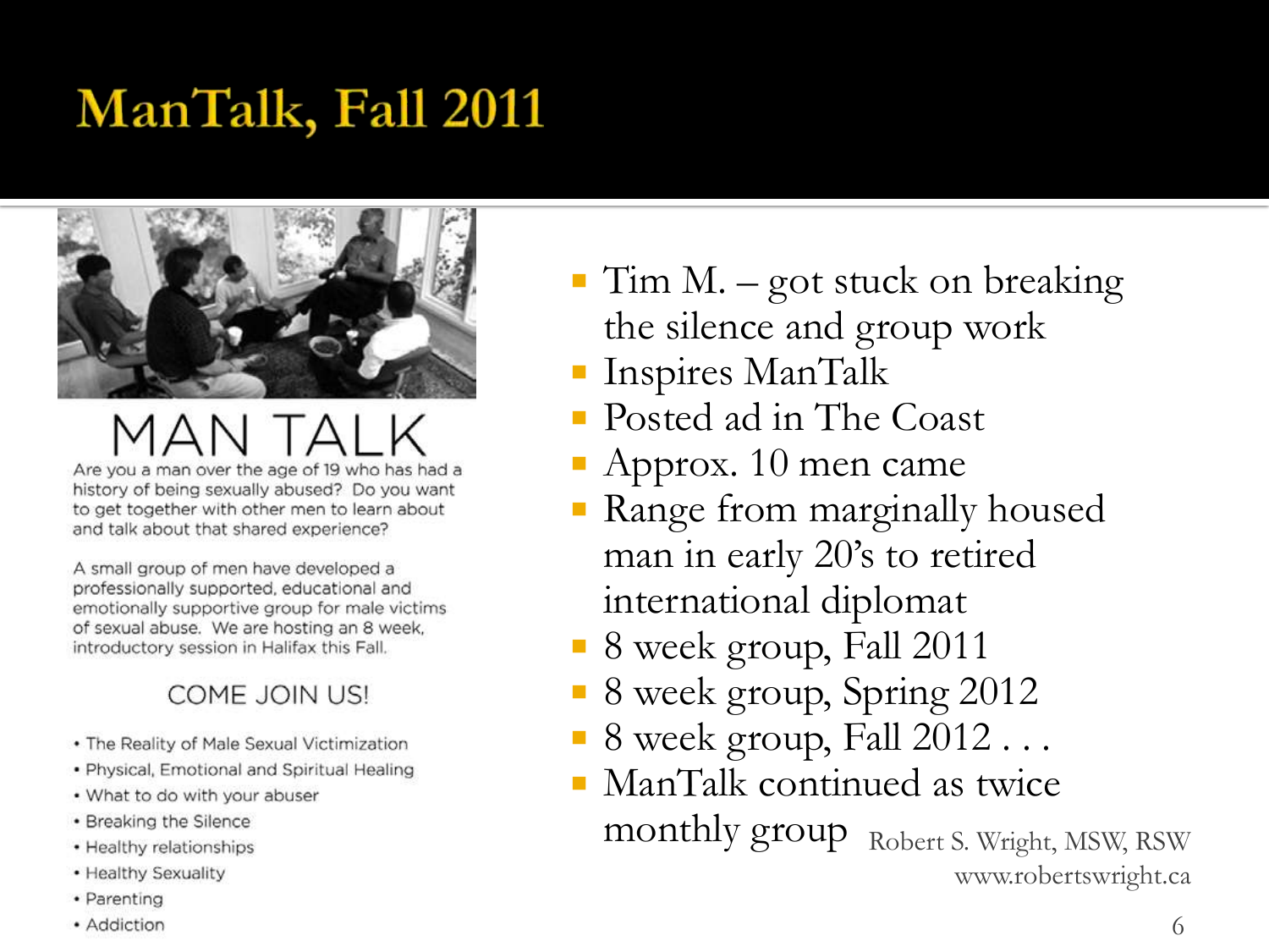# ManTalk, Fall 2011

MAN TALK

Are you a man over the age of 19 who has had a history of being sexually abused? Do you want to get together with other men to learn about and talk about that shared experience?

A small group of men have developed a professionally supported, educational and emotionally supportive group for male victims of sexual abuse. We are hosting an 8 week, introductory session in Halifax this Fall.

COME JOIN US!

- The Reality of Male Sexual Victimization
- Physical, Emotional and Spiritual Healing
- What to do with your abuser
- Breaking the Silence
- Healthy relationships
- Healthy Sexuality
- Parenting
- Addiction

- Tim M. – got stuck on breaking the silence and group work
- Inspires ManTalk
- Posted ad in The Coast
- Approx. 10 men came
- Range from marginally housed man in early 20's to retired international diplomat
- 8 week group, Fall 2011
- 8 week group, Spring 2012
- 8 week group, Fall 2012 . . .
- ManTalk continued as twice monthly group

Robert S. Wright, MSW, RSW
www.robertswright.ca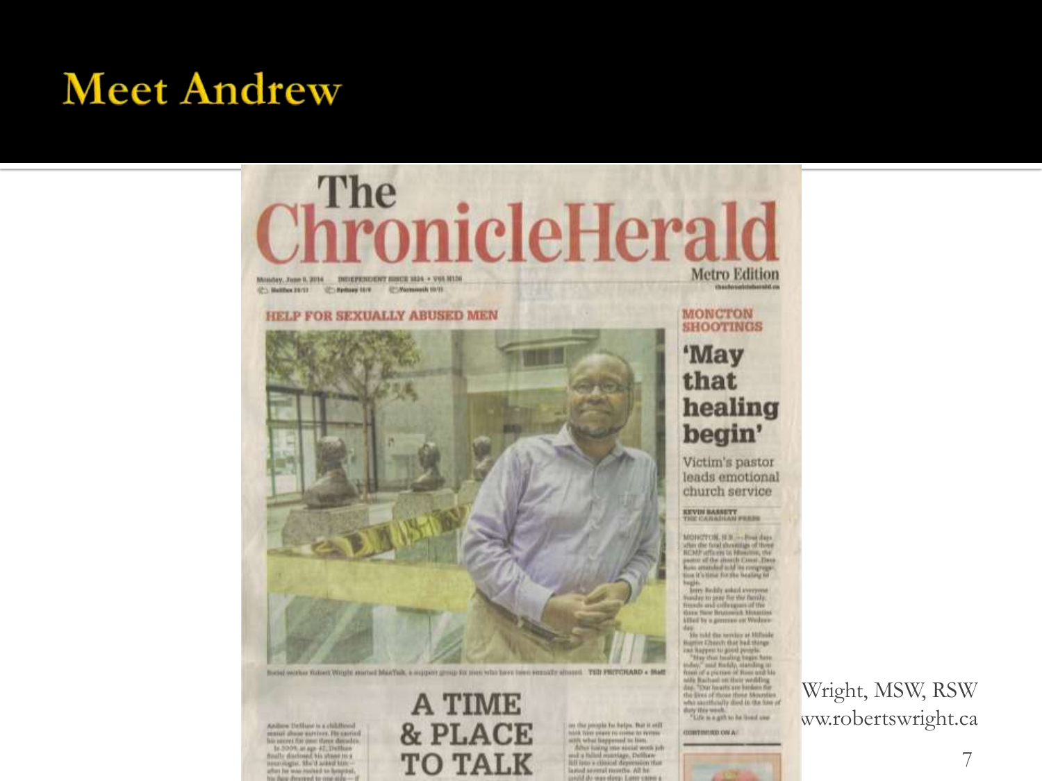# Meet Andrew

The ChronicleHerald

Metro Edition

Monday, June 9, 2014

HELP FOR SEXUALLY ABUSED MEN

Social worker Robert Wright started ManTalk, a support group for men who have been sexually abused. TED PRITCHARD • Staff

MONCTON SHOOTINGS

'May that healing begin'

Victim's pastor leads emotional church service

KEVIN BISSETT THE CANADIAN PRESS

A TIME & PLACE TO TALK

Wright, MSW, RSW

www.robertswright.ca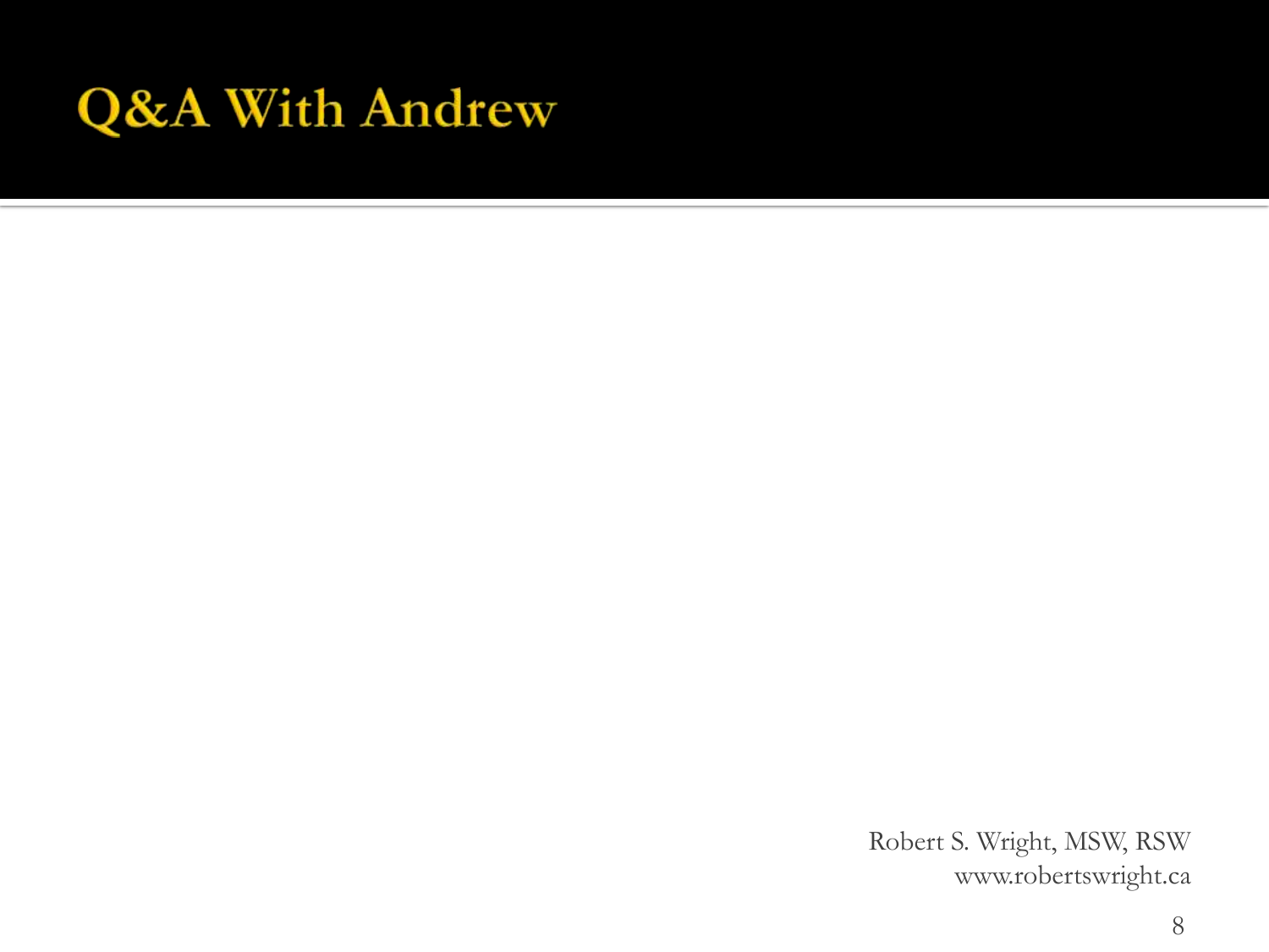# Q&A With Andrew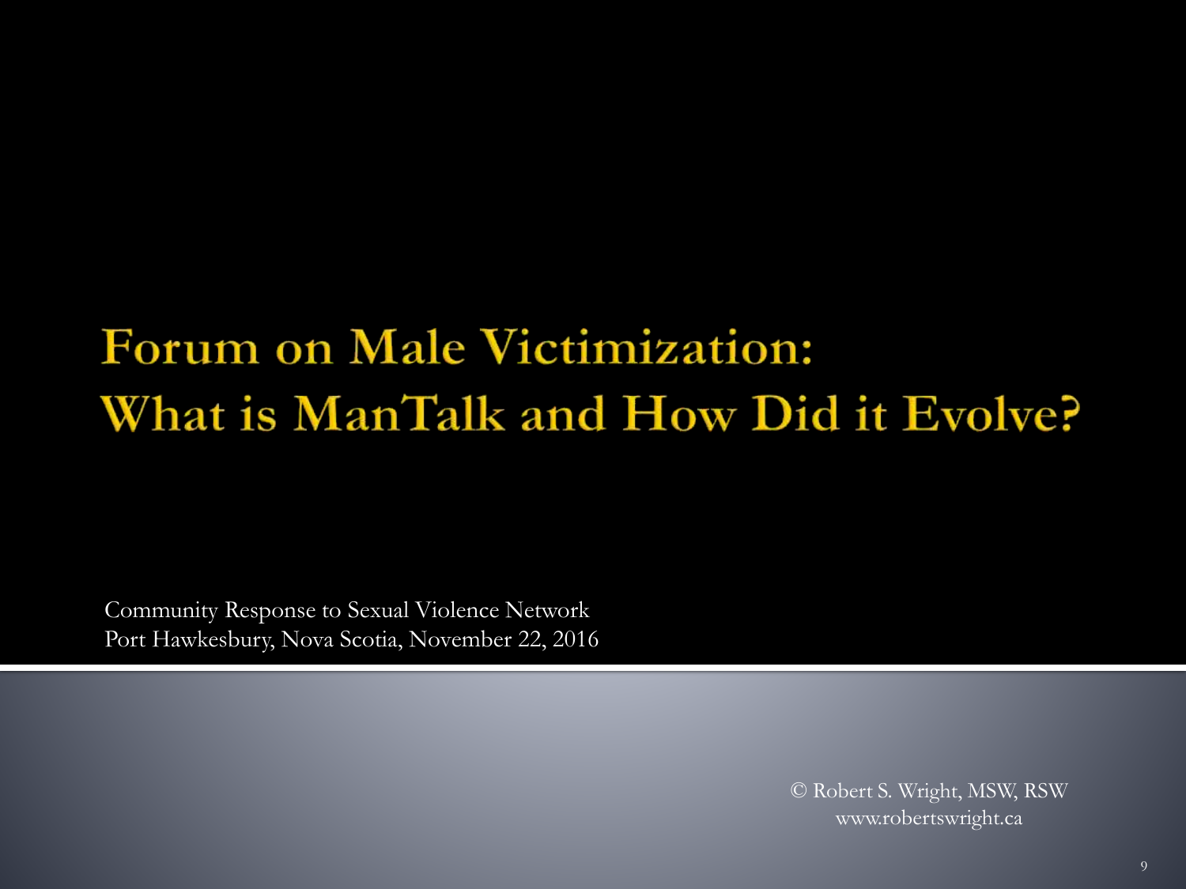# Forum on Male Victimization: What is ManTalk and How Did it Evolve?

Community Response to Sexual Violence Network
Port Hawkesbury, Nova Scotia, November 22, 2016

© Robert S. Wright, MSW, RSW
www.robertswright.ca